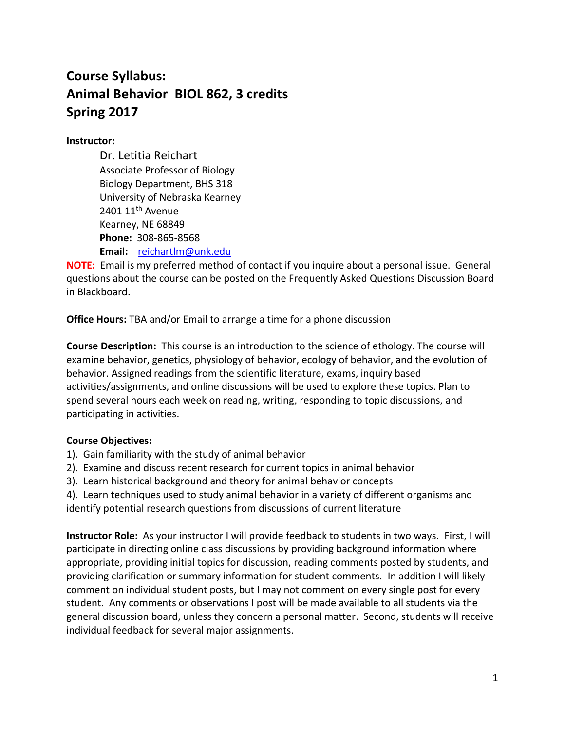# Course Syllabus:
# Animal Behavior BIOL 862, 3 credits
# Spring 2017

**Instructor:**

Dr. Letitia Reichart
Associate Professor of Biology
Biology Department, BHS 318
University of Nebraska Kearney
2401 11th Avenue
Kearney, NE 68849
**Phone:** 308-865-8568
**Email:** reichartlm@unk.edu

**NOTE:** Email is my preferred method of contact if you inquire about a personal issue. General questions about the course can be posted on the Frequently Asked Questions Discussion Board in Blackboard.

**Office Hours:** TBA and/or Email to arrange a time for a phone discussion

**Course Description:** This course is an introduction to the science of ethology. The course will examine behavior, genetics, physiology of behavior, ecology of behavior, and the evolution of behavior. Assigned readings from the scientific literature, exams, inquiry based activities/assignments, and online discussions will be used to explore these topics. Plan to spend several hours each week on reading, writing, responding to topic discussions, and participating in activities.

**Course Objectives:**

1). Gain familiarity with the study of animal behavior
2). Examine and discuss recent research for current topics in animal behavior
3). Learn historical background and theory for animal behavior concepts
4). Learn techniques used to study animal behavior in a variety of different organisms and identify potential research questions from discussions of current literature

**Instructor Role:** As your instructor I will provide feedback to students in two ways. First, I will participate in directing online class discussions by providing background information where appropriate, providing initial topics for discussion, reading comments posted by students, and providing clarification or summary information for student comments. In addition I will likely comment on individual student posts, but I may not comment on every single post for every student. Any comments or observations I post will be made available to all students via the general discussion board, unless they concern a personal matter. Second, students will receive individual feedback for several major assignments.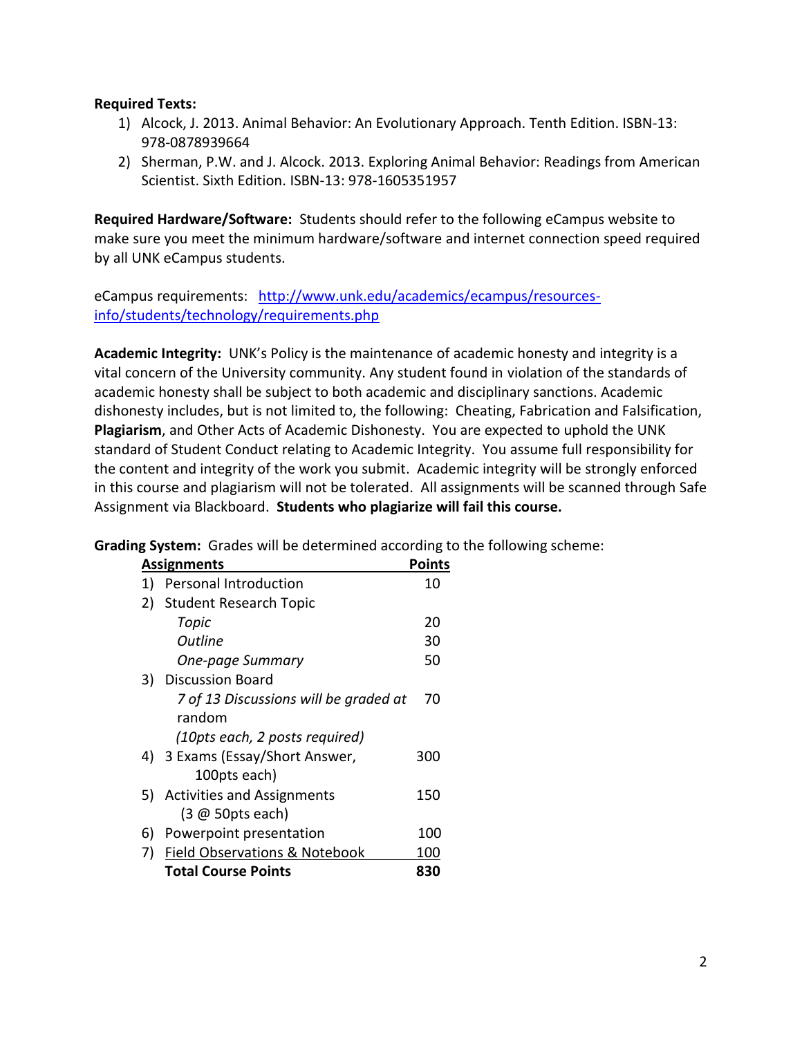**Required Texts:**

1) Alcock, J. 2013. Animal Behavior: An Evolutionary Approach. Tenth Edition. ISBN-13: 978-0878939664
2) Sherman, P.W. and J. Alcock. 2013. Exploring Animal Behavior: Readings from American Scientist. Sixth Edition. ISBN-13: 978-1605351957

**Required Hardware/Software:** Students should refer to the following eCampus website to make sure you meet the minimum hardware/software and internet connection speed required by all UNK eCampus students.

eCampus requirements: http://www.unk.edu/academics/ecampus/resources-info/students/technology/requirements.php

**Academic Integrity:** UNK's Policy is the maintenance of academic honesty and integrity is a vital concern of the University community. Any student found in violation of the standards of academic honesty shall be subject to both academic and disciplinary sanctions. Academic dishonesty includes, but is not limited to, the following: Cheating, Fabrication and Falsification, **Plagiarism**, and Other Acts of Academic Dishonesty. You are expected to uphold the UNK standard of Student Conduct relating to Academic Integrity. You assume full responsibility for the content and integrity of the work you submit. Academic integrity will be strongly enforced in this course and plagiarism will not be tolerated. All assignments will be scanned through Safe Assignment via Blackboard. **Students who plagiarize will fail this course.**

**Grading System:** Grades will be determined according to the following scheme:

| Assignments | Points |
|---|---|
| 1) Personal Introduction | 10 |
| 2) Student Research Topic | |
| *Topic* | 20 |
| *Outline* | 30 |
| *One-page Summary* | 50 |
| 3) Discussion Board | |
| *7 of 13 Discussions will be graded at random* *(10pts each, 2 posts required)* | 70 |
| 4) 3 Exams (Essay/Short Answer, 100pts each) | 300 |
| 5) Activities and Assignments (3 @ 50pts each) | 150 |
| 6) Powerpoint presentation | 100 |
| 7) Field Observations & Notebook | 100 |
| **Total Course Points** | **830** |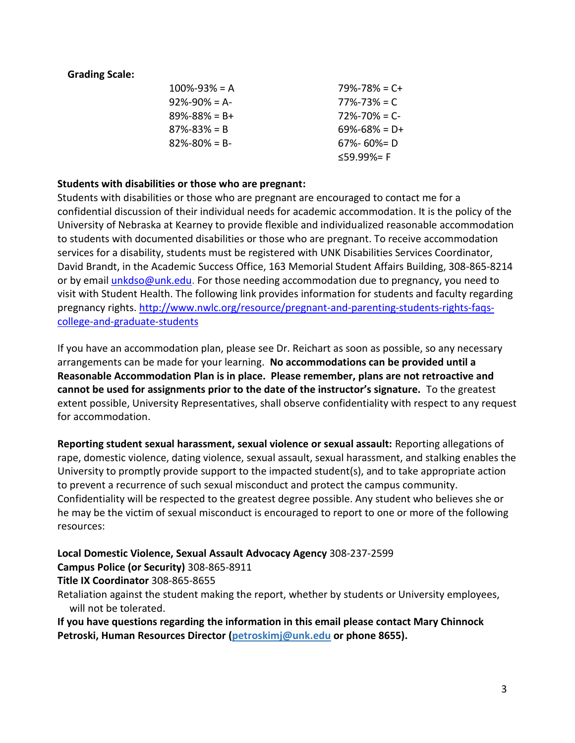**Grading Scale:**

| | |
|---|---|
| 100%-93% = A | 79%-78% = C+ |
| 92%-90% = A- | 77%-73% = C |
| 89%-88% = B+ | 72%-70% = C- |
| 87%-83% = B | 69%-68% = D+ |
| 82%-80% = B- | 67%- 60%= D |
| | ≤59.99%= F |

**Students with disabilities or those who are pregnant:**

Students with disabilities or those who are pregnant are encouraged to contact me for a confidential discussion of their individual needs for academic accommodation. It is the policy of the University of Nebraska at Kearney to provide flexible and individualized reasonable accommodation to students with documented disabilities or those who are pregnant. To receive accommodation services for a disability, students must be registered with UNK Disabilities Services Coordinator, David Brandt, in the Academic Success Office, 163 Memorial Student Affairs Building, 308-865-8214 or by email unkdso@unk.edu. For those needing accommodation due to pregnancy, you need to visit with Student Health. The following link provides information for students and faculty regarding pregnancy rights. http://www.nwlc.org/resource/pregnant-and-parenting-students-rights-faqs-college-and-graduate-students

If you have an accommodation plan, please see Dr. Reichart as soon as possible, so any necessary arrangements can be made for your learning. **No accommodations can be provided until a Reasonable Accommodation Plan is in place. Please remember, plans are not retroactive and cannot be used for assignments prior to the date of the instructor's signature.** To the greatest extent possible, University Representatives, shall observe confidentiality with respect to any request for accommodation.

**Reporting student sexual harassment, sexual violence or sexual assault:** Reporting allegations of rape, domestic violence, dating violence, sexual assault, sexual harassment, and stalking enables the University to promptly provide support to the impacted student(s), and to take appropriate action to prevent a recurrence of such sexual misconduct and protect the campus community. Confidentiality will be respected to the greatest degree possible. Any student who believes she or he may be the victim of sexual misconduct is encouraged to report to one or more of the following resources:

**Local Domestic Violence, Sexual Assault Advocacy Agency** 308-237-2599
**Campus Police (or Security)** 308-865-8911
**Title IX Coordinator** 308-865-8655

Retaliation against the student making the report, whether by students or University employees, will not be tolerated.

**If you have questions regarding the information in this email please contact Mary Chinnock Petroski, Human Resources Director (petroskimj@unk.edu or phone 8655).**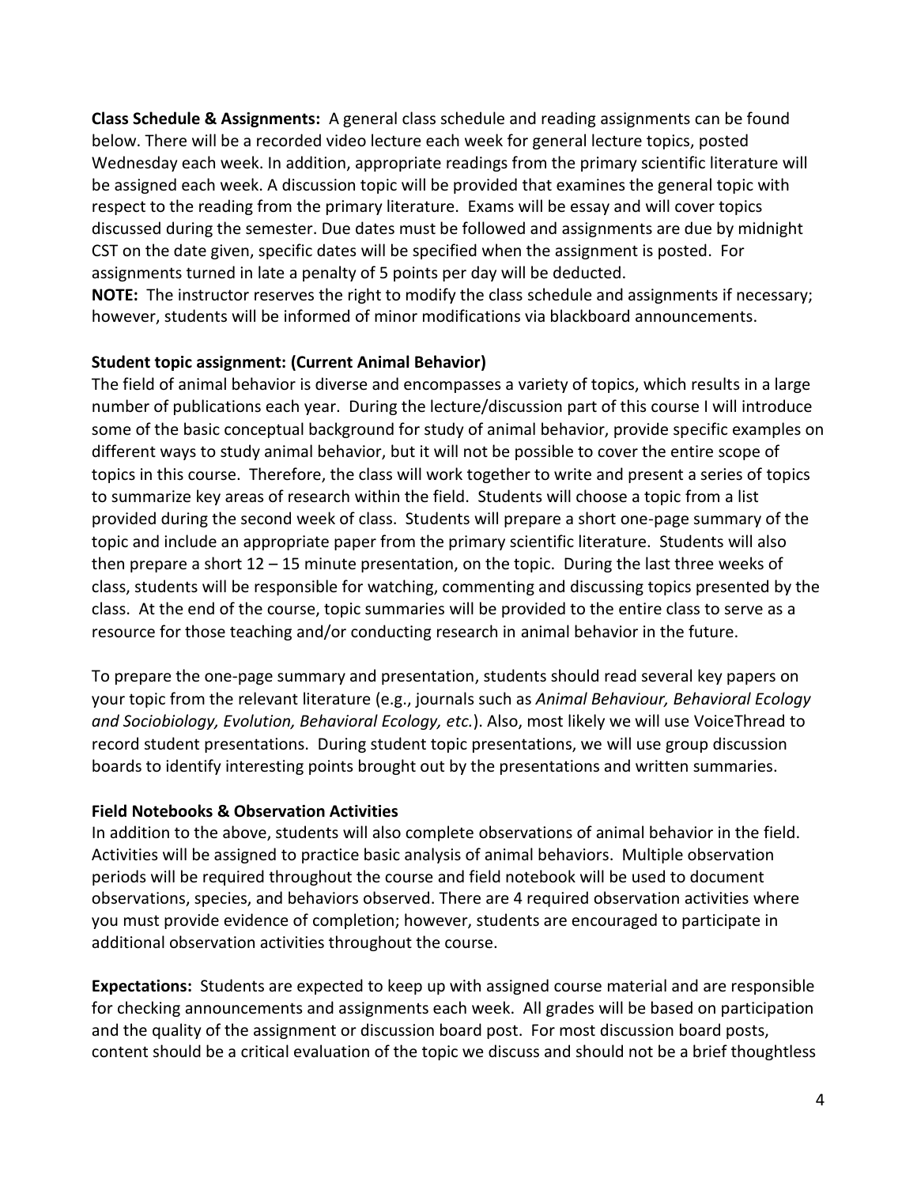**Class Schedule & Assignments:** A general class schedule and reading assignments can be found below. There will be a recorded video lecture each week for general lecture topics, posted Wednesday each week. In addition, appropriate readings from the primary scientific literature will be assigned each week. A discussion topic will be provided that examines the general topic with respect to the reading from the primary literature. Exams will be essay and will cover topics discussed during the semester. Due dates must be followed and assignments are due by midnight CST on the date given, specific dates will be specified when the assignment is posted. For assignments turned in late a penalty of 5 points per day will be deducted.

**NOTE:** The instructor reserves the right to modify the class schedule and assignments if necessary; however, students will be informed of minor modifications via blackboard announcements.

**Student topic assignment: (Current Animal Behavior)**

The field of animal behavior is diverse and encompasses a variety of topics, which results in a large number of publications each year. During the lecture/discussion part of this course I will introduce some of the basic conceptual background for study of animal behavior, provide specific examples on different ways to study animal behavior, but it will not be possible to cover the entire scope of topics in this course. Therefore, the class will work together to write and present a series of topics to summarize key areas of research within the field. Students will choose a topic from a list provided during the second week of class. Students will prepare a short one-page summary of the topic and include an appropriate paper from the primary scientific literature. Students will also then prepare a short 12 – 15 minute presentation, on the topic. During the last three weeks of class, students will be responsible for watching, commenting and discussing topics presented by the class. At the end of the course, topic summaries will be provided to the entire class to serve as a resource for those teaching and/or conducting research in animal behavior in the future.

To prepare the one-page summary and presentation, students should read several key papers on your topic from the relevant literature (e.g., journals such as *Animal Behaviour, Behavioral Ecology and Sociobiology, Evolution, Behavioral Ecology, etc.*). Also, most likely we will use VoiceThread to record student presentations. During student topic presentations, we will use group discussion boards to identify interesting points brought out by the presentations and written summaries.

**Field Notebooks & Observation Activities**

In addition to the above, students will also complete observations of animal behavior in the field. Activities will be assigned to practice basic analysis of animal behaviors. Multiple observation periods will be required throughout the course and field notebook will be used to document observations, species, and behaviors observed. There are 4 required observation activities where you must provide evidence of completion; however, students are encouraged to participate in additional observation activities throughout the course.

**Expectations:** Students are expected to keep up with assigned course material and are responsible for checking announcements and assignments each week. All grades will be based on participation and the quality of the assignment or discussion board post. For most discussion board posts, content should be a critical evaluation of the topic we discuss and should not be a brief thoughtless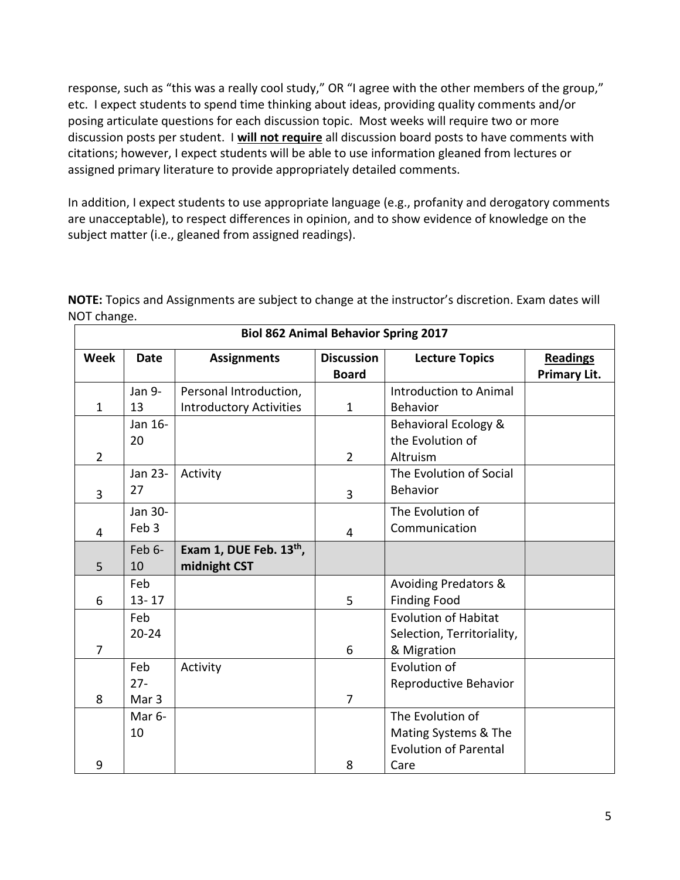response, such as "this was a really cool study," OR "I agree with the other members of the group," etc. I expect students to spend time thinking about ideas, providing quality comments and/or posing articulate questions for each discussion topic. Most weeks will require two or more discussion posts per student. I **<u>will not require</u>** all discussion board posts to have comments with citations; however, I expect students will be able to use information gleaned from lectures or assigned primary literature to provide appropriately detailed comments.

In addition, I expect students to use appropriate language (e.g., profanity and derogatory comments are unacceptable), to respect differences in opinion, and to show evidence of knowledge on the subject matter (i.e., gleaned from assigned readings).

**NOTE:** Topics and Assignments are subject to change at the instructor's discretion. Exam dates will NOT change.

| **Biol 862 Animal Behavior Spring 2017** | | | | | |
|---|---|---|---|---|---|
| **Week** | **Date** | **Assignments** | **Discussion Board** | **Lecture Topics** | **<u>Readings</u> Primary Lit.** |
| 1 | Jan 9-13 | Personal Introduction, Introductory Activities | 1 | Introduction to Animal Behavior | |
| 2 | Jan 16-20 | | 2 | Behavioral Ecology & the Evolution of Altruism | |
| 3 | Jan 23-27 | Activity | 3 | The Evolution of Social Behavior | |
| 4 | Jan 30-Feb 3 | | 4 | The Evolution of Communication | |
| 5 | Feb 6-10 | **Exam 1, DUE Feb. 13th, midnight CST** | | | |
| 6 | Feb 13- 17 | | 5 | Avoiding Predators & Finding Food | |
| 7 | Feb 20-24 | | 6 | Evolution of Habitat Selection, Territoriality, & Migration | |
| 8 | Feb 27-Mar 3 | Activity | 7 | Evolution of Reproductive Behavior | |
| 9 | Mar 6-10 | | 8 | The Evolution of Mating Systems & The Evolution of Parental Care | |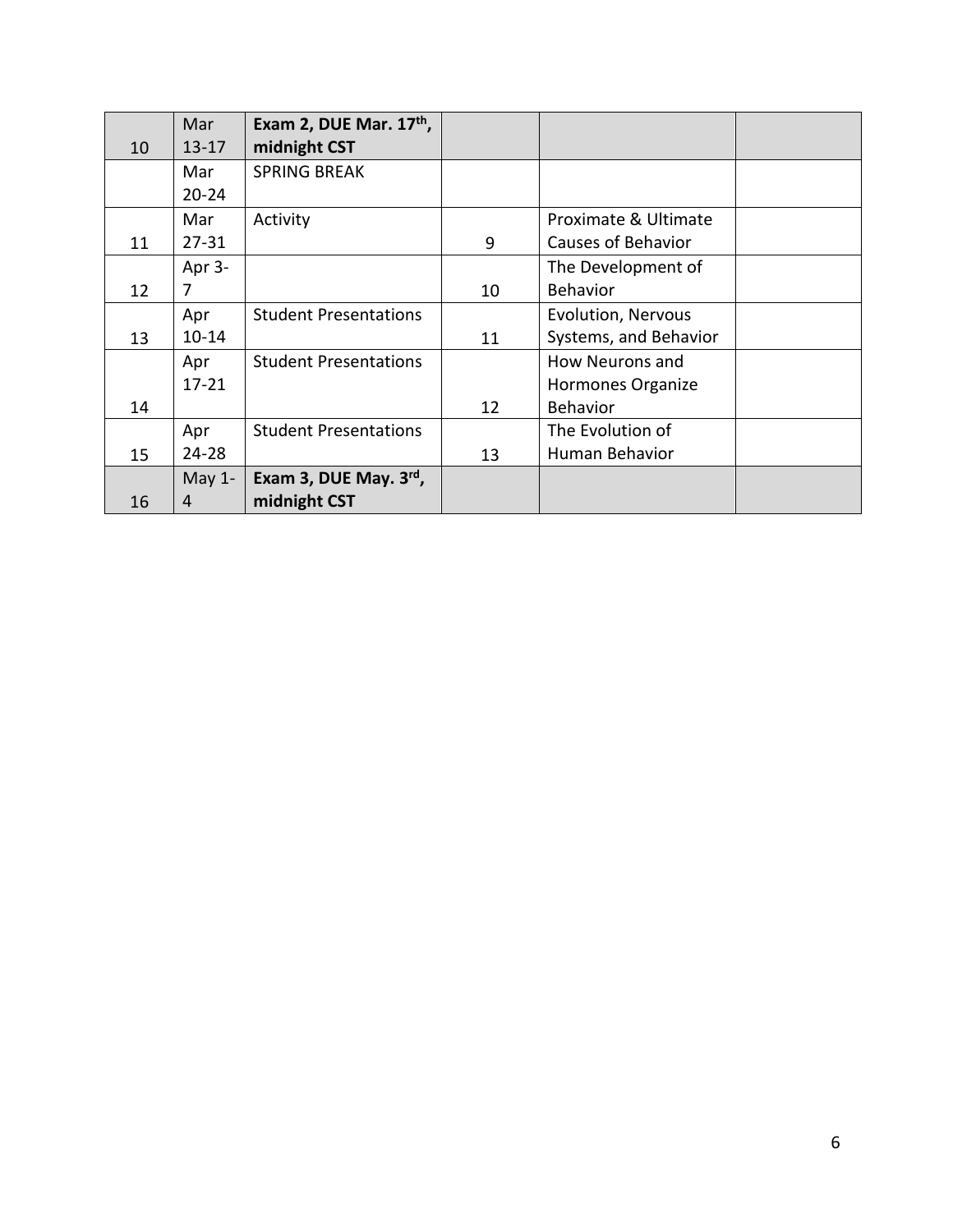| | | | | | |
|---|---|---|---|---|---|
| 10 | Mar 13-17 | **Exam 2, DUE Mar. 17th, midnight CST** | | | |
| | Mar 20-24 | SPRING BREAK | | | |
| 11 | Mar 27-31 | Activity | 9 | Proximate & Ultimate Causes of Behavior | |
| 12 | Apr 3-7 | | 10 | The Development of Behavior | |
| 13 | Apr 10-14 | Student Presentations | 11 | Evolution, Nervous Systems, and Behavior | |
| 14 | Apr 17-21 | Student Presentations | 12 | How Neurons and Hormones Organize Behavior | |
| 15 | Apr 24-28 | Student Presentations | 13 | The Evolution of Human Behavior | |
| 16 | May 1-4 | **Exam 3, DUE May. 3rd, midnight CST** | | | |